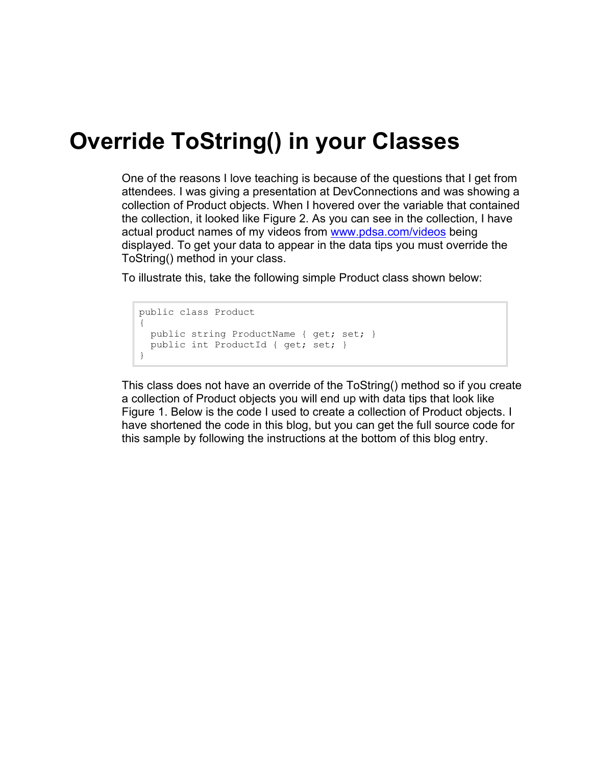# Override ToString() in your Classes

One of the reasons I love teaching is because of the questions that I get from attendees. I was giving a presentation at DevConnections and was showing a collection of Product objects. When I hovered over the variable that contained the collection, it looked like Figure 2. As you can see in the collection, I have actual product names of my videos from [www.pdsa.com/videos](http://www.pdsa.com/videos) being displayed. To get your data to appear in the data tips you must override the ToString() method in your class.

To illustrate this, take the following simple Product class shown below:

```
public class Product
{
  public string ProductName { get; set; }
  public int ProductId { get; set; }
}
```

This class does not have an override of the ToString() method so if you create a collection of Product objects you will end up with data tips that look like Figure 1. Below is the code I used to create a collection of Product objects. I have shortened the code in this blog, but you can get the full source code for this sample by following the instructions at the bottom of this blog entry.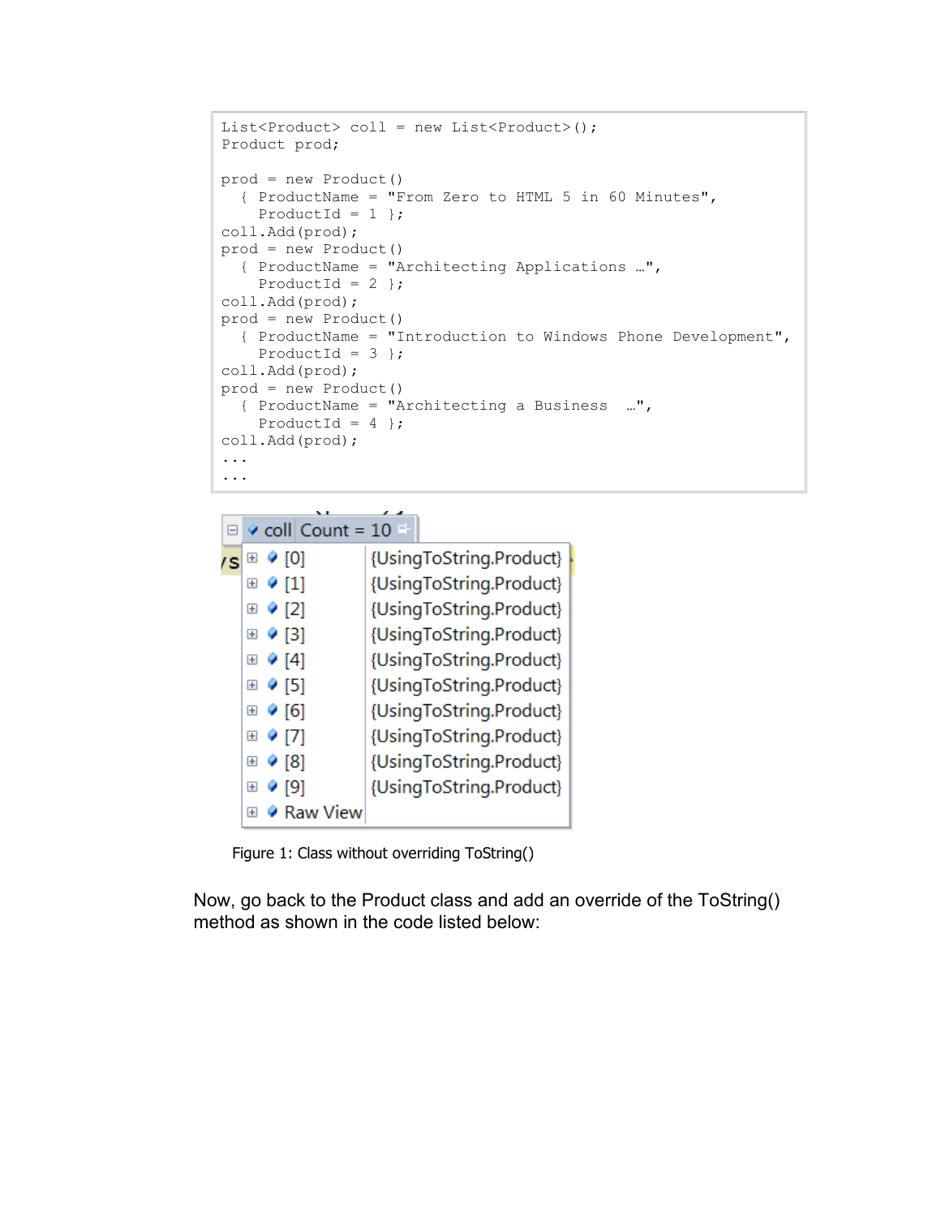```
List<Product> coll = new List<Product>();
Product prod;

prod = new Product()
  { ProductName = "From Zero to HTML 5 in 60 Minutes",
    ProductId = 1 };
coll.Add(prod);
prod = new Product()
  { ProductName = "Architecting Applications …",
    ProductId = 2 };
coll.Add(prod);
prod = new Product()
  { ProductName = "Introduction to Windows Phone Development",
    ProductId = 3 };
coll.Add(prod);
prod = new Product()
  { ProductName = "Architecting a Business  …",
    ProductId = 4 };
coll.Add(prod);
...
...
```

| coll Count = 10 | |
|---|---|
| [0] | {UsingToString.Product} |
| [1] | {UsingToString.Product} |
| [2] | {UsingToString.Product} |
| [3] | {UsingToString.Product} |
| [4] | {UsingToString.Product} |
| [5] | {UsingToString.Product} |
| [6] | {UsingToString.Product} |
| [7] | {UsingToString.Product} |
| [8] | {UsingToString.Product} |
| [9] | {UsingToString.Product} |
| Raw View | |

Figure 1: Class without overriding ToString()

Now, go back to the Product class and add an override of the ToString() method as shown in the code listed below: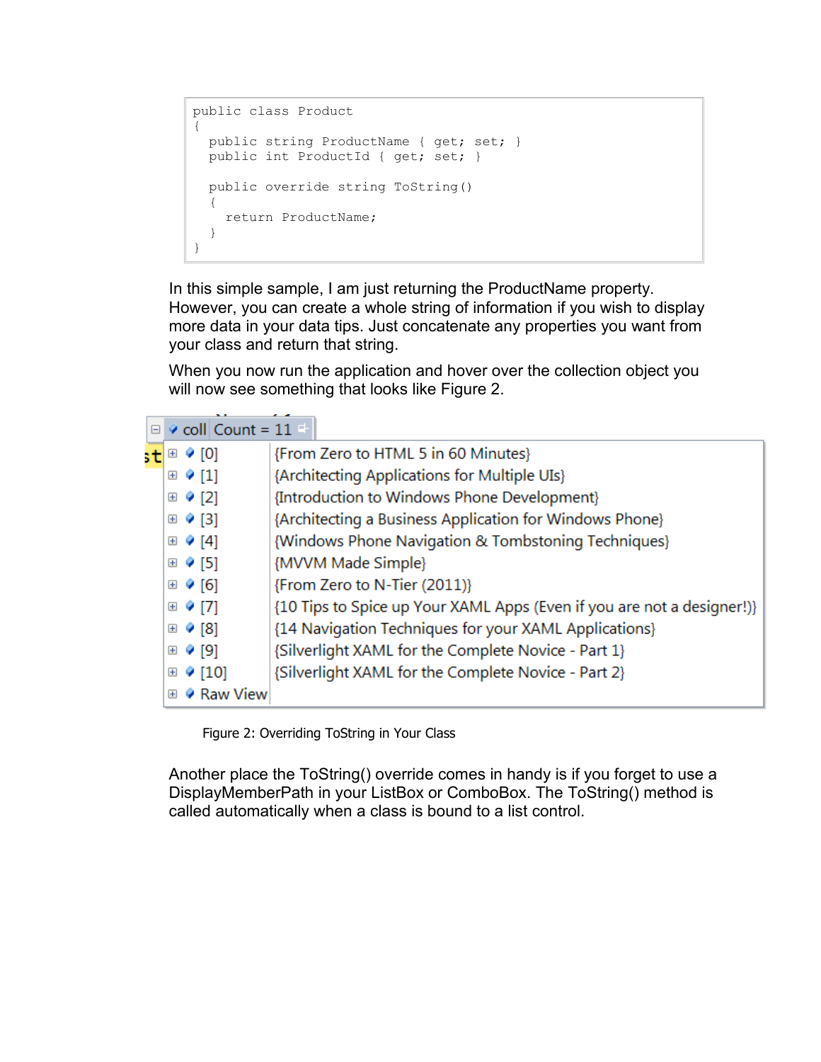```
public class Product
{
  public string ProductName { get; set; }
  public int ProductId { get; set; }

  public override string ToString()
  {
    return ProductName;
  }
}
```

In this simple sample, I am just returning the ProductName property. However, you can create a whole string of information if you wish to display more data in your data tips. Just concatenate any properties you want from your class and return that string.

When you now run the application and hover over the collection object you will now see something that looks like Figure 2.

| coll | Count = 11 |
| --- | --- |
| [0] | {From Zero to HTML 5 in 60 Minutes} |
| [1] | {Architecting Applications for Multiple UIs} |
| [2] | {Introduction to Windows Phone Development} |
| [3] | {Architecting a Business Application for Windows Phone} |
| [4] | {Windows Phone Navigation & Tombstoning Techniques} |
| [5] | {MVVM Made Simple} |
| [6] | {From Zero to N-Tier (2011)} |
| [7] | {10 Tips to Spice up Your XAML Apps (Even if you are not a designer!)} |
| [8] | {14 Navigation Techniques for your XAML Applications} |
| [9] | {Silverlight XAML for the Complete Novice - Part 1} |
| [10] | {Silverlight XAML for the Complete Novice - Part 2} |
| Raw View | |

Figure 2: Overriding ToString in Your Class

Another place the ToString() override comes in handy is if you forget to use a DisplayMemberPath in your ListBox or ComboBox. The ToString() method is called automatically when a class is bound to a list control.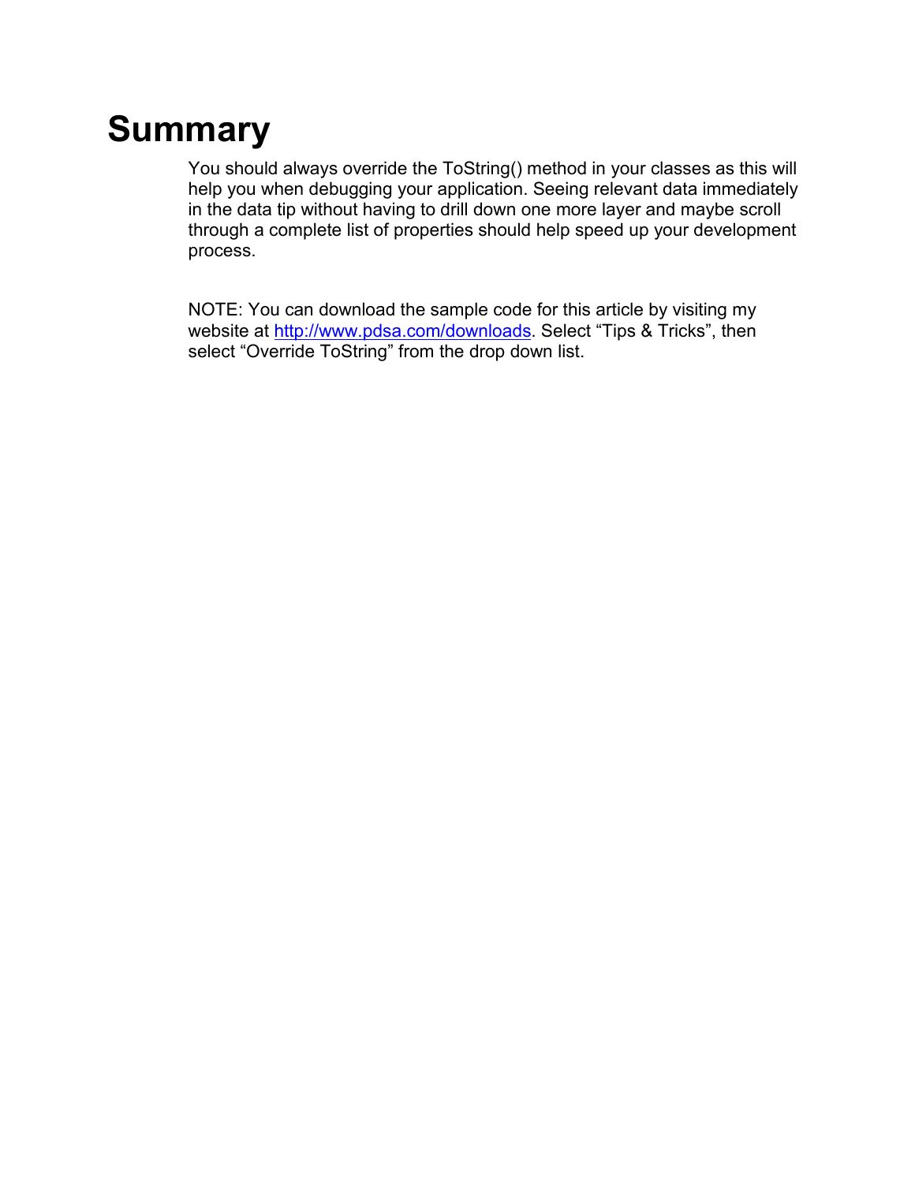# Summary

You should always override the ToString() method in your classes as this will help you when debugging your application. Seeing relevant data immediately in the data tip without having to drill down one more layer and maybe scroll through a complete list of properties should help speed up your development process.

NOTE: You can download the sample code for this article by visiting my website at [http://www.pdsa.com/downloads](http://www.pdsa.com/downloads). Select “Tips & Tricks”, then select “Override ToString” from the drop down list.